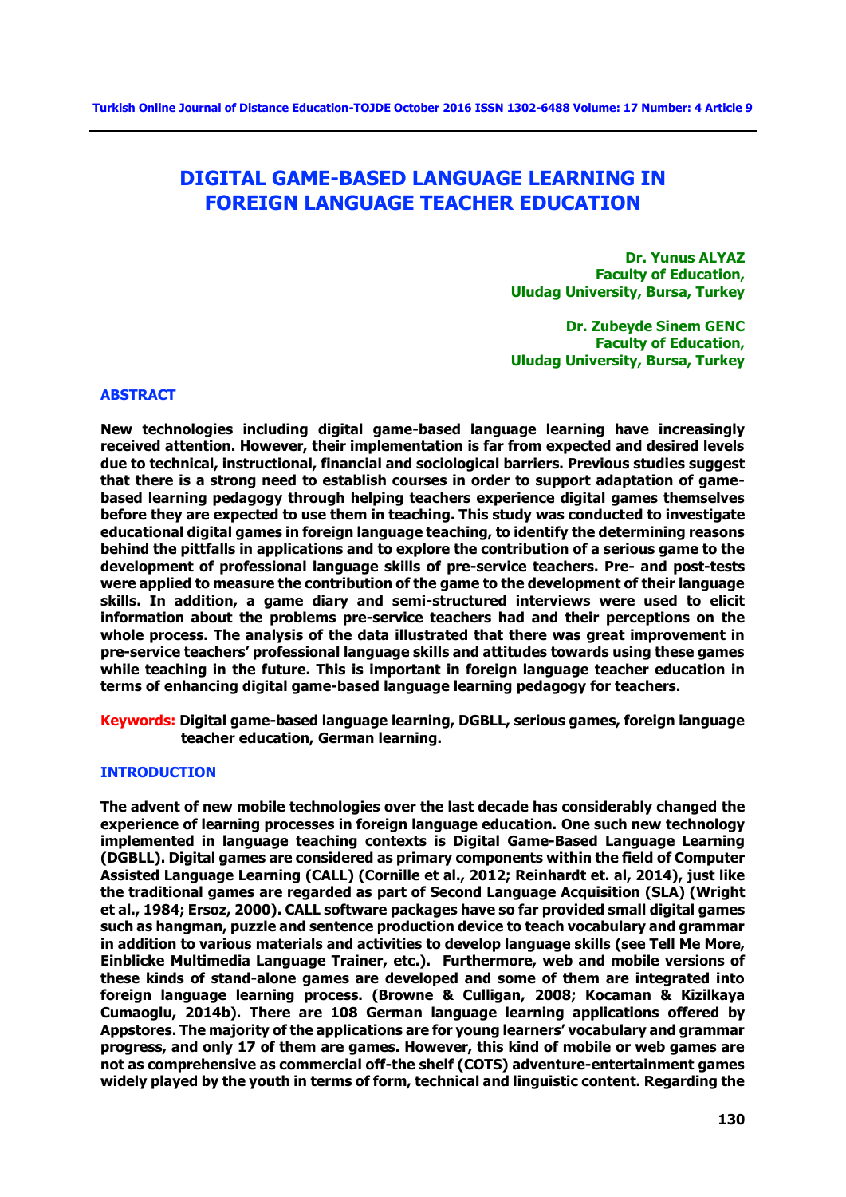# DIGITAL GAME-BASED LANGUAGE LEARNING IN FOREIGN LANGUAGE TEACHER EDUCATION

**Dr. Yunus ALYAZ**
**Faculty of Education,**
**Uludag University, Bursa, Turkey**

**Dr. Zubeyde Sinem GENC**
**Faculty of Education,**
**Uludag University, Bursa, Turkey**

## ABSTRACT

**New technologies including digital game-based language learning have increasingly received attention. However, their implementation is far from expected and desired levels due to technical, instructional, financial and sociological barriers. Previous studies suggest that there is a strong need to establish courses in order to support adaptation of game-based learning pedagogy through helping teachers experience digital games themselves before they are expected to use them in teaching. This study was conducted to investigate educational digital games in foreign language teaching, to identify the determining reasons behind the pittfalls in applications and to explore the contribution of a serious game to the development of professional language skills of pre-service teachers. Pre- and post-tests were applied to measure the contribution of the game to the development of their language skills. In addition, a game diary and semi-structured interviews were used to elicit information about the problems pre-service teachers had and their perceptions on the whole process. The analysis of the data illustrated that there was great improvement in pre-service teachers' professional language skills and attitudes towards using these games while teaching in the future. This is important in foreign language teacher education in terms of enhancing digital game-based language learning pedagogy for teachers.**

**Keywords:** **Digital game-based language learning, DGBLL, serious games, foreign language teacher education, German learning.**

## INTRODUCTION

**The advent of new mobile technologies over the last decade has considerably changed the experience of learning processes in foreign language education. One such new technology implemented in language teaching contexts is Digital Game-Based Language Learning (DGBLL). Digital games are considered as primary components within the field of Computer Assisted Language Learning (CALL) (Cornille et al., 2012; Reinhardt et. al, 2014), just like the traditional games are regarded as part of Second Language Acquisition (SLA) (Wright et al., 1984; Ersoz, 2000). CALL software packages have so far provided small digital games such as hangman, puzzle and sentence production device to teach vocabulary and grammar in addition to various materials and activities to develop language skills (see Tell Me More, Einblicke Multimedia Language Trainer, etc.). Furthermore, web and mobile versions of these kinds of stand-alone games are developed and some of them are integrated into foreign language learning process. (Browne & Culligan, 2008; Kocaman & Kizilkaya Cumaoglu, 2014b). There are 108 German language learning applications offered by Appstores. The majority of the applications are for young learners' vocabulary and grammar progress, and only 17 of them are games. However, this kind of mobile or web games are not as comprehensive as commercial off-the shelf (COTS) adventure-entertainment games widely played by the youth in terms of form, technical and linguistic content. Regarding the**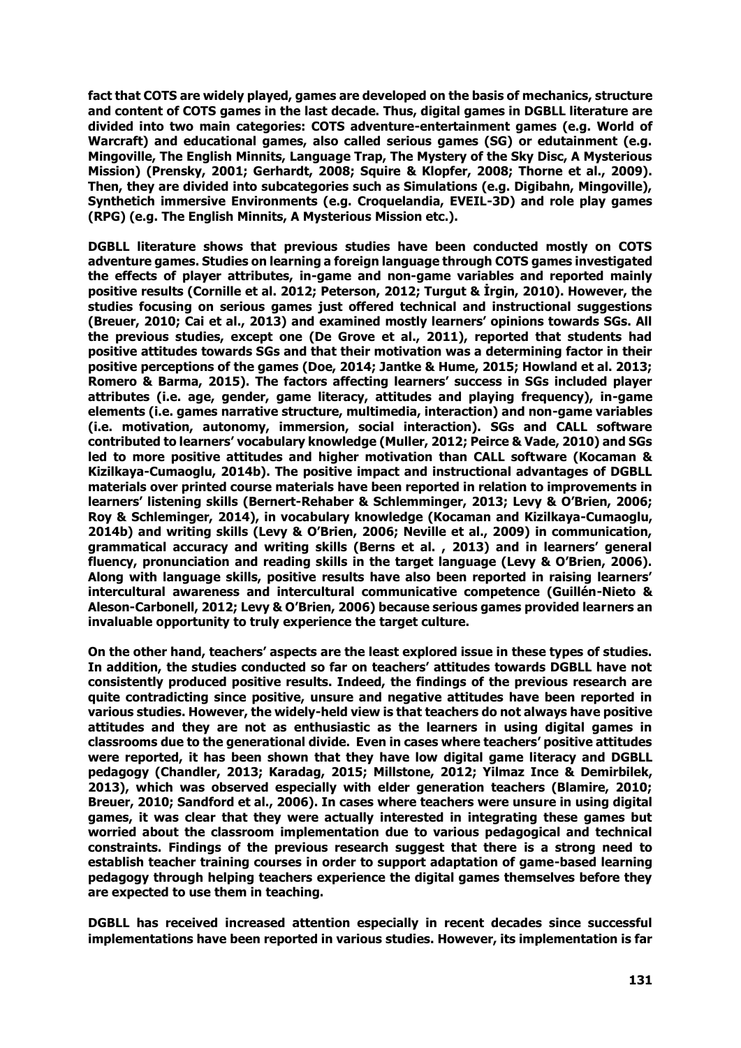**fact that COTS are widely played, games are developed on the basis of mechanics, structure and content of COTS games in the last decade. Thus, digital games in DGBLL literature are divided into two main categories: COTS adventure-entertainment games (e.g. World of Warcraft) and educational games, also called serious games (SG) or edutainment (e.g. Mingoville, The English Minnits, Language Trap, The Mystery of the Sky Disc, A Mysterious Mission) (Prensky, 2001; Gerhardt, 2008; Squire & Klopfer, 2008; Thorne et al., 2009). Then, they are divided into subcategories such as Simulations (e.g. Digibahn, Mingoville), Synthetich immersive Environments (e.g. Croquelandia, EVEIL-3D) and role play games (RPG) (e.g. The English Minnits, A Mysterious Mission etc.).**

**DGBLL literature shows that previous studies have been conducted mostly on COTS adventure games. Studies on learning a foreign language through COTS games investigated the effects of player attributes, in-game and non-game variables and reported mainly positive results (Cornille et al. 2012; Peterson, 2012; Turgut & İrgin, 2010). However, the studies focusing on serious games just offered technical and instructional suggestions (Breuer, 2010; Cai et al., 2013) and examined mostly learners' opinions towards SGs. All the previous studies, except one (De Grove et al., 2011), reported that students had positive attitudes towards SGs and that their motivation was a determining factor in their positive perceptions of the games (Doe, 2014; Jantke & Hume, 2015; Howland et al. 2013; Romero & Barma, 2015). The factors affecting learners' success in SGs included player attributes (i.e. age, gender, game literacy, attitudes and playing frequency), in-game elements (i.e. games narrative structure, multimedia, interaction) and non-game variables (i.e. motivation, autonomy, immersion, social interaction). SGs and CALL software contributed to learners' vocabulary knowledge (Muller, 2012; Peirce & Vade, 2010) and SGs led to more positive attitudes and higher motivation than CALL software (Kocaman & Kizilkaya-Cumaoglu, 2014b). The positive impact and instructional advantages of DGBLL materials over printed course materials have been reported in relation to improvements in learners' listening skills (Bernert-Rehaber & Schlemminger, 2013; Levy & O'Brien, 2006; Roy & Schleminger, 2014), in vocabulary knowledge (Kocaman and Kizilkaya-Cumaoglu, 2014b) and writing skills (Levy & O'Brien, 2006; Neville et al., 2009) in communication, grammatical accuracy and writing skills (Berns et al. , 2013) and in learners' general fluency, pronunciation and reading skills in the target language (Levy & O'Brien, 2006). Along with language skills, positive results have also been reported in raising learners' intercultural awareness and intercultural communicative competence (Guillén-Nieto & Aleson-Carbonell, 2012; Levy & O'Brien, 2006) because serious games provided learners an invaluable opportunity to truly experience the target culture.**

**On the other hand, teachers' aspects are the least explored issue in these types of studies. In addition, the studies conducted so far on teachers' attitudes towards DGBLL have not consistently produced positive results. Indeed, the findings of the previous research are quite contradicting since positive, unsure and negative attitudes have been reported in various studies. However, the widely-held view is that teachers do not always have positive attitudes and they are not as enthusiastic as the learners in using digital games in classrooms due to the generational divide. Even in cases where teachers' positive attitudes were reported, it has been shown that they have low digital game literacy and DGBLL pedagogy (Chandler, 2013; Karadag, 2015; Millstone, 2012; Yilmaz Ince & Demirbilek, 2013), which was observed especially with elder generation teachers (Blamire, 2010; Breuer, 2010; Sandford et al., 2006). In cases where teachers were unsure in using digital games, it was clear that they were actually interested in integrating these games but worried about the classroom implementation due to various pedagogical and technical constraints. Findings of the previous research suggest that there is a strong need to establish teacher training courses in order to support adaptation of game-based learning pedagogy through helping teachers experience the digital games themselves before they are expected to use them in teaching.**

**DGBLL has received increased attention especially in recent decades since successful implementations have been reported in various studies. However, its implementation is far**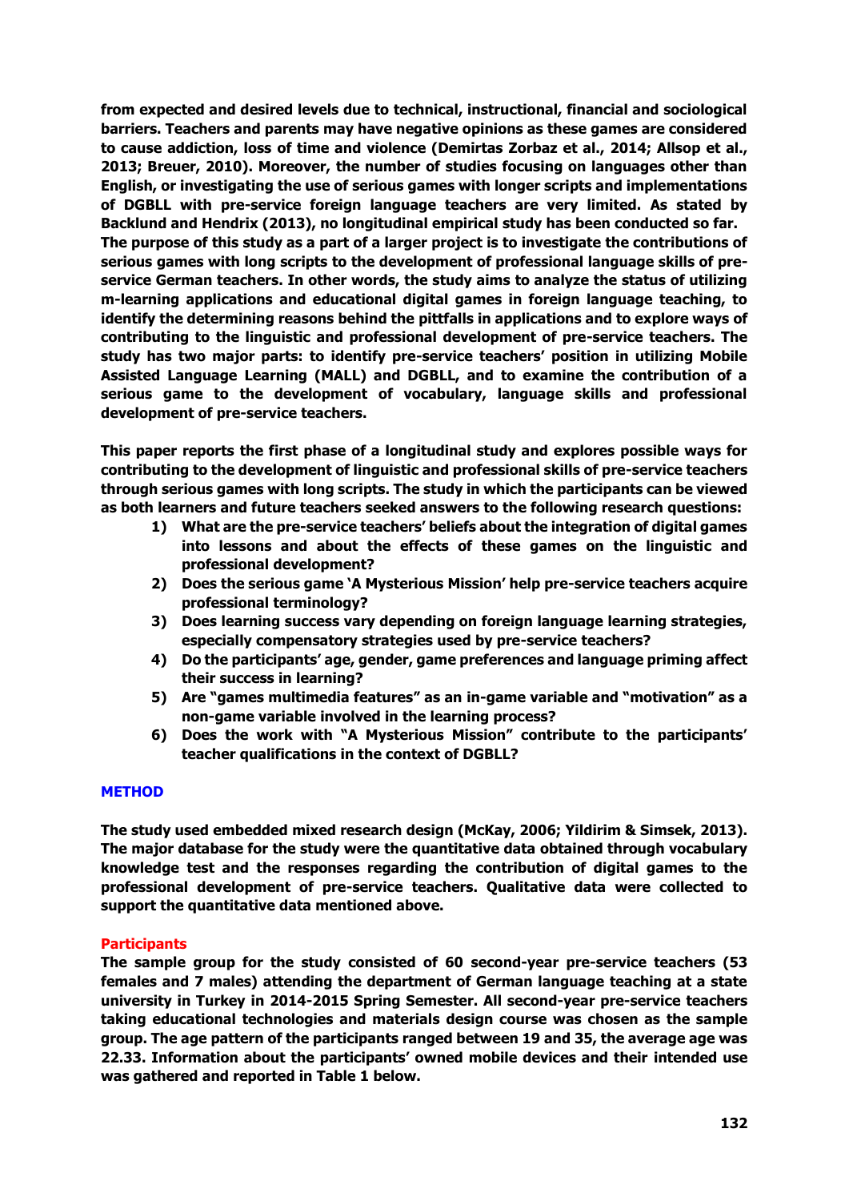from expected and desired levels due to technical, instructional, financial and sociological barriers. Teachers and parents may have negative opinions as these games are considered to cause addiction, loss of time and violence (Demirtas Zorbaz et al., 2014; Allsop et al., 2013; Breuer, 2010). Moreover, the number of studies focusing on languages other than English, or investigating the use of serious games with longer scripts and implementations of DGBLL with pre-service foreign language teachers are very limited. As stated by Backlund and Hendrix (2013), no longitudinal empirical study has been conducted so far.
The purpose of this study as a part of a larger project is to investigate the contributions of serious games with long scripts to the development of professional language skills of pre-service German teachers. In other words, the study aims to analyze the status of utilizing m-learning applications and educational digital games in foreign language teaching, to identify the determining reasons behind the pittfalls in applications and to explore ways of contributing to the linguistic and professional development of pre-service teachers. The study has two major parts: to identify pre-service teachers' position in utilizing Mobile Assisted Language Learning (MALL) and DGBLL, and to examine the contribution of a serious game to the development of vocabulary, language skills and professional development of pre-service teachers.

This paper reports the first phase of a longitudinal study and explores possible ways for contributing to the development of linguistic and professional skills of pre-service teachers through serious games with long scripts. The study in which the participants can be viewed as both learners and future teachers seeked answers to the following research questions:

1) What are the pre-service teachers' beliefs about the integration of digital games into lessons and about the effects of these games on the linguistic and professional development?
2) Does the serious game 'A Mysterious Mission' help pre-service teachers acquire professional terminology?
3) Does learning success vary depending on foreign language learning strategies, especially compensatory strategies used by pre-service teachers?
4) Do the participants' age, gender, game preferences and language priming affect their success in learning?
5) Are "games multimedia features" as an in-game variable and "motivation" as a non-game variable involved in the learning process?
6) Does the work with "A Mysterious Mission" contribute to the participants' teacher qualifications in the context of DGBLL?

## METHOD

The study used embedded mixed research design (McKay, 2006; Yildirim & Simsek, 2013). The major database for the study were the quantitative data obtained through vocabulary knowledge test and the responses regarding the contribution of digital games to the professional development of pre-service teachers. Qualitative data were collected to support the quantitative data mentioned above.

### Participants

The sample group for the study consisted of 60 second-year pre-service teachers (53 females and 7 males) attending the department of German language teaching at a state university in Turkey in 2014-2015 Spring Semester. All second-year pre-service teachers taking educational technologies and materials design course was chosen as the sample group. The age pattern of the participants ranged between 19 and 35, the average age was 22.33. Information about the participants' owned mobile devices and their intended use was gathered and reported in Table 1 below.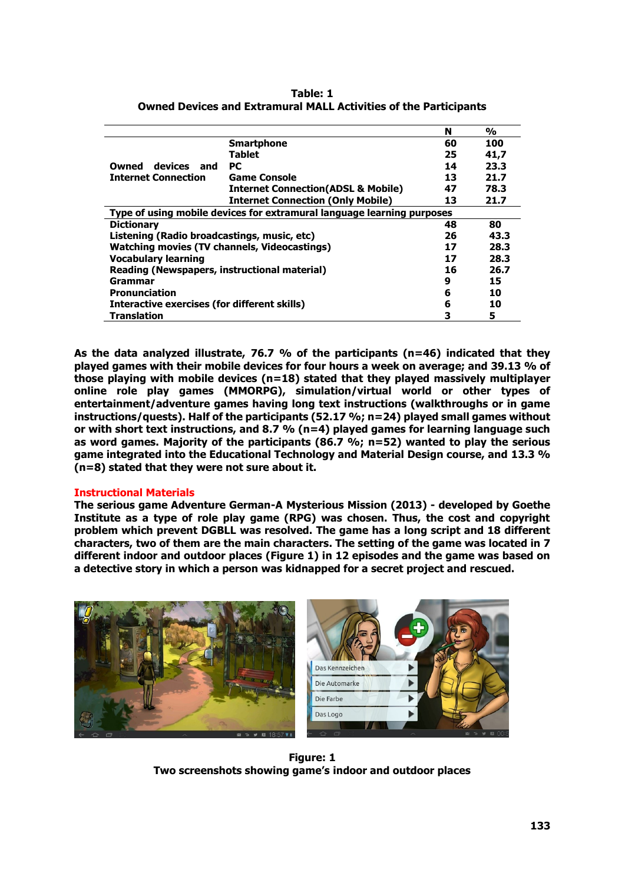**Table: 1**
**Owned Devices and Extramural MALL Activities of the Participants**

| | | N | % |
|---|---|---|---|
| Owned devices and Internet Connection | Smartphone | 60 | 100 |
| | Tablet | 25 | 41,7 |
| | PC | 14 | 23.3 |
| | Game Console | 13 | 21.7 |
| | Internet Connection(ADSL & Mobile) | 47 | 78.3 |
| | Internet Connection (Only Mobile) | 13 | 21.7 |
| **Type of using mobile devices for extramural language learning purposes** | | | |
| Dictionary | | 48 | 80 |
| Listening (Radio broadcastings, music, etc) | | 26 | 43.3 |
| Watching movies (TV channels, Videocastings) | | 17 | 28.3 |
| Vocabulary learning | | 17 | 28.3 |
| Reading (Newspapers, instructional material) | | 16 | 26.7 |
| Grammar | | 9 | 15 |
| Pronunciation | | 6 | 10 |
| Interactive exercises (for different skills) | | 6 | 10 |
| Translation | | 3 | 5 |

As the data analyzed illustrate, 76.7 % of the participants (n=46) indicated that they played games with their mobile devices for four hours a week on average; and 39.13 % of those playing with mobile devices (n=18) stated that they played massively multiplayer online role play games (MMORPG), simulation/virtual world or other types of entertainment/adventure games having long text instructions (walkthroughs or in game instructions/quests). Half of the participants (52.17 %; n=24) played small games without or with short text instructions, and 8.7 % (n=4) played games for learning language such as word games. Majority of the participants (86.7 %; n=52) wanted to play the serious game integrated into the Educational Technology and Material Design course, and 13.3 % (n=8) stated that they were not sure about it.

## Instructional Materials

The serious game Adventure German-A Mysterious Mission (2013) - developed by Goethe Institute as a type of role play game (RPG) was chosen. Thus, the cost and copyright problem which prevent DGBLL was resolved. The game has a long script and 18 different characters, two of them are the main characters. The setting of the game was located in 7 different indoor and outdoor places (Figure 1) in 12 episodes and the game was based on a detective story in which a person was kidnapped for a secret project and rescued.

**Figure: 1**
**Two screenshots showing game's indoor and outdoor places**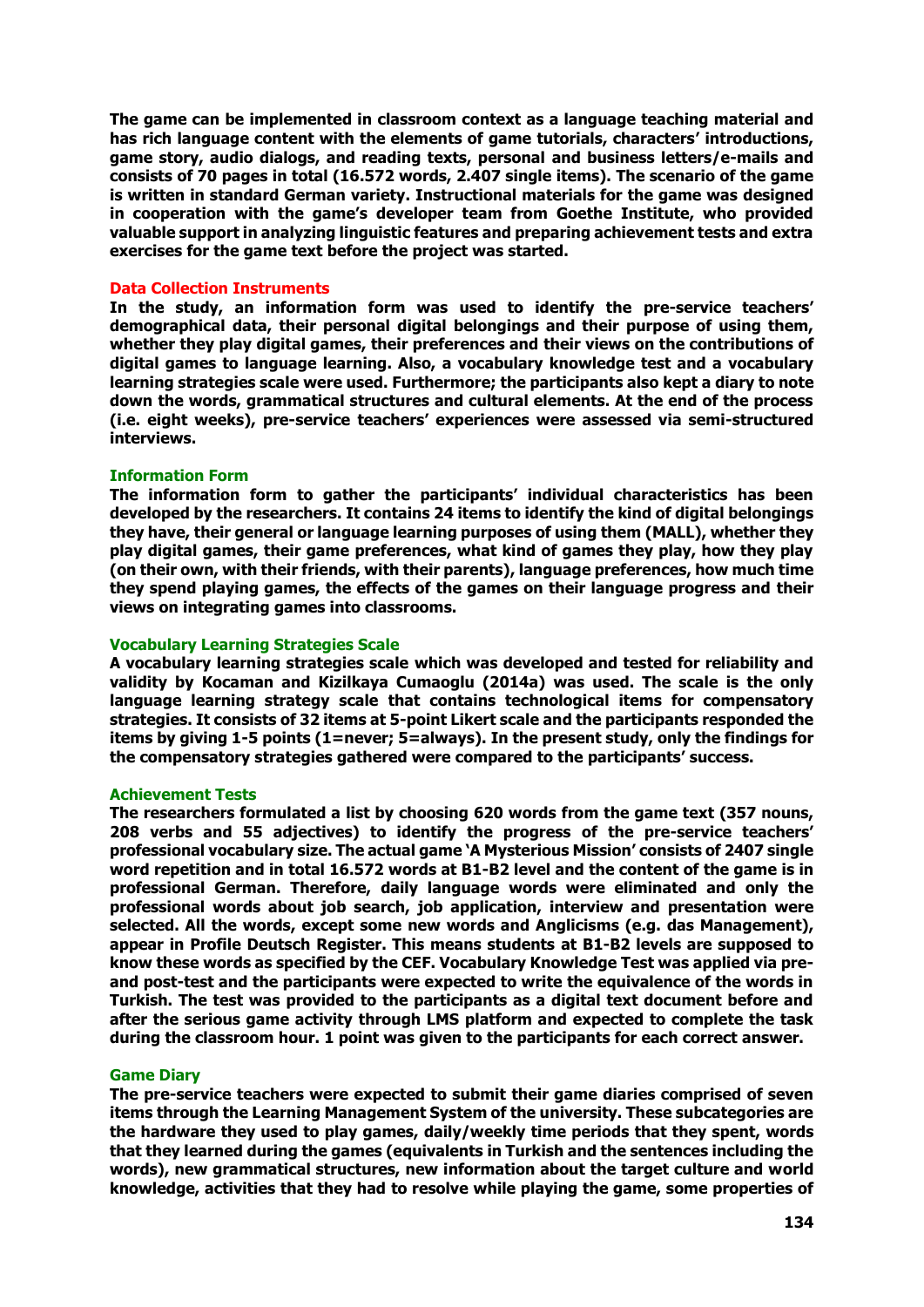The game can be implemented in classroom context as a language teaching material and has rich language content with the elements of game tutorials, characters' introductions, game story, audio dialogs, and reading texts, personal and business letters/e-mails and consists of 70 pages in total (16.572 words, 2.407 single items). The scenario of the game is written in standard German variety. Instructional materials for the game was designed in cooperation with the game's developer team from Goethe Institute, who provided valuable support in analyzing linguistic features and preparing achievement tests and extra exercises for the game text before the project was started.

## Data Collection Instruments

In the study, an information form was used to identify the pre-service teachers' demographical data, their personal digital belongings and their purpose of using them, whether they play digital games, their preferences and their views on the contributions of digital games to language learning. Also, a vocabulary knowledge test and a vocabulary learning strategies scale were used. Furthermore; the participants also kept a diary to note down the words, grammatical structures and cultural elements. At the end of the process (i.e. eight weeks), pre-service teachers' experiences were assessed via semi-structured interviews.

### Information Form

The information form to gather the participants' individual characteristics has been developed by the researchers. It contains 24 items to identify the kind of digital belongings they have, their general or language learning purposes of using them (MALL), whether they play digital games, their game preferences, what kind of games they play, how they play (on their own, with their friends, with their parents), language preferences, how much time they spend playing games, the effects of the games on their language progress and their views on integrating games into classrooms.

### Vocabulary Learning Strategies Scale

A vocabulary learning strategies scale which was developed and tested for reliability and validity by Kocaman and Kizilkaya Cumaoglu (2014a) was used. The scale is the only language learning strategy scale that contains technological items for compensatory strategies. It consists of 32 items at 5-point Likert scale and the participants responded the items by giving 1-5 points (1=never; 5=always). In the present study, only the findings for the compensatory strategies gathered were compared to the participants' success.

### Achievement Tests

The researchers formulated a list by choosing 620 words from the game text (357 nouns, 208 verbs and 55 adjectives) to identify the progress of the pre-service teachers' professional vocabulary size. The actual game 'A Mysterious Mission' consists of 2407 single word repetition and in total 16.572 words at B1-B2 level and the content of the game is in professional German. Therefore, daily language words were eliminated and only the professional words about job search, job application, interview and presentation were selected. All the words, except some new words and Anglicisms (e.g. das Management), appear in Profile Deutsch Register. This means students at B1-B2 levels are supposed to know these words as specified by the CEF. Vocabulary Knowledge Test was applied via pre- and post-test and the participants were expected to write the equivalence of the words in Turkish. The test was provided to the participants as a digital text document before and after the serious game activity through LMS platform and expected to complete the task during the classroom hour. 1 point was given to the participants for each correct answer.

### Game Diary

The pre-service teachers were expected to submit their game diaries comprised of seven items through the Learning Management System of the university. These subcategories are the hardware they used to play games, daily/weekly time periods that they spent, words that they learned during the games (equivalents in Turkish and the sentences including the words), new grammatical structures, new information about the target culture and world knowledge, activities that they had to resolve while playing the game, some properties of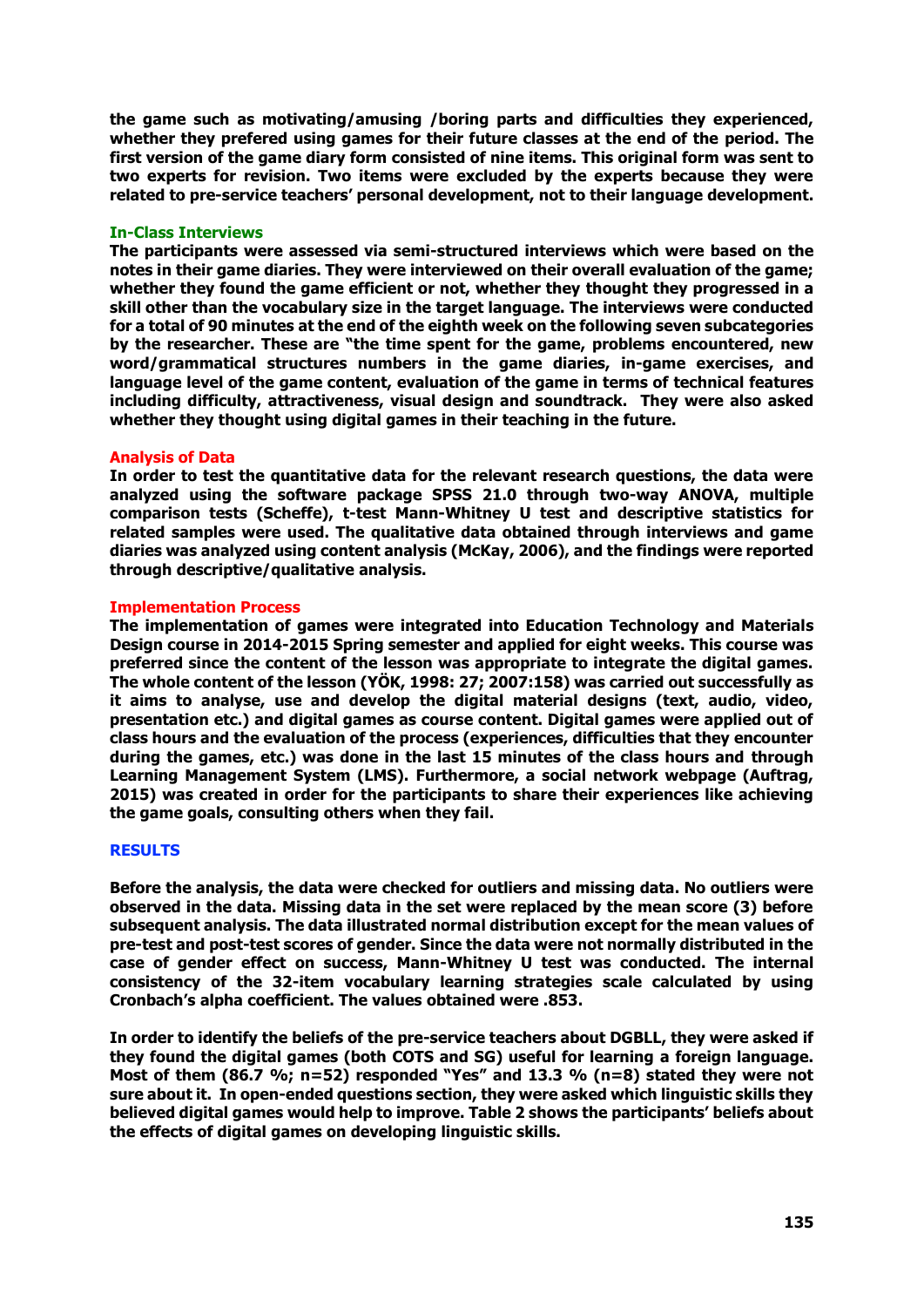the game such as motivating/amusing /boring parts and difficulties they experienced, whether they prefered using games for their future classes at the end of the period. The first version of the game diary form consisted of nine items. This original form was sent to two experts for revision. Two items were excluded by the experts because they were related to pre-service teachers' personal development, not to their language development.

### In-Class Interviews

The participants were assessed via semi-structured interviews which were based on the notes in their game diaries. They were interviewed on their overall evaluation of the game; whether they found the game efficient or not, whether they thought they progressed in a skill other than the vocabulary size in the target language. The interviews were conducted for a total of 90 minutes at the end of the eighth week on the following seven subcategories by the researcher. These are "the time spent for the game, problems encountered, new word/grammatical structures numbers in the game diaries, in-game exercises, and language level of the game content, evaluation of the game in terms of technical features including difficulty, attractiveness, visual design and soundtrack. They were also asked whether they thought using digital games in their teaching in the future.

### Analysis of Data

In order to test the quantitative data for the relevant research questions, the data were analyzed using the software package SPSS 21.0 through two-way ANOVA, multiple comparison tests (Scheffe), t-test Mann-Whitney U test and descriptive statistics for related samples were used. The qualitative data obtained through interviews and game diaries was analyzed using content analysis (McKay, 2006), and the findings were reported through descriptive/qualitative analysis.

### Implementation Process

The implementation of games were integrated into Education Technology and Materials Design course in 2014-2015 Spring semester and applied for eight weeks. This course was preferred since the content of the lesson was appropriate to integrate the digital games. The whole content of the lesson (YÖK, 1998: 27; 2007:158) was carried out successfully as it aims to analyse, use and develop the digital material designs (text, audio, video, presentation etc.) and digital games as course content. Digital games were applied out of class hours and the evaluation of the process (experiences, difficulties that they encounter during the games, etc.) was done in the last 15 minutes of the class hours and through Learning Management System (LMS). Furthermore, a social network webpage (Auftrag, 2015) was created in order for the participants to share their experiences like achieving the game goals, consulting others when they fail.

## RESULTS

Before the analysis, the data were checked for outliers and missing data. No outliers were observed in the data. Missing data in the set were replaced by the mean score (3) before subsequent analysis. The data illustrated normal distribution except for the mean values of pre-test and post-test scores of gender. Since the data were not normally distributed in the case of gender effect on success, Mann-Whitney U test was conducted. The internal consistency of the 32-item vocabulary learning strategies scale calculated by using Cronbach's alpha coefficient. The values obtained were .853.

In order to identify the beliefs of the pre-service teachers about DGBLL, they were asked if they found the digital games (both COTS and SG) useful for learning a foreign language. Most of them (86.7 %; n=52) responded "Yes" and 13.3 % (n=8) stated they were not sure about it. In open-ended questions section, they were asked which linguistic skills they believed digital games would help to improve. Table 2 shows the participants' beliefs about the effects of digital games on developing linguistic skills.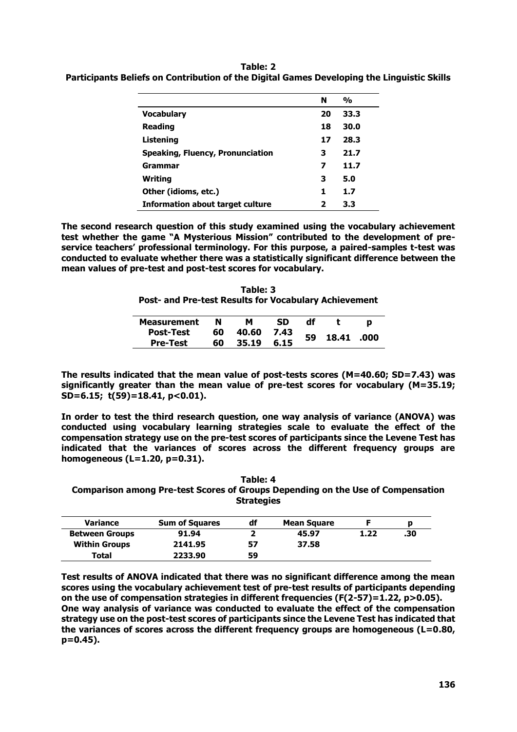**Table: 2**
**Participants Beliefs on Contribution of the Digital Games Developing the Linguistic Skills**

| | N | % |
|---|---|---|
| **Vocabulary** | **20** | **33.3** |
| **Reading** | **18** | **30.0** |
| **Listening** | **17** | **28.3** |
| **Speaking, Fluency, Pronunciation** | **3** | **21.7** |
| **Grammar** | **7** | **11.7** |
| **Writing** | **3** | **5.0** |
| **Other (idioms, etc.)** | **1** | **1.7** |
| **Information about target culture** | **2** | **3.3** |

**The second research question of this study examined using the vocabulary achievement test whether the game "A Mysterious Mission" contributed to the development of pre-service teachers' professional terminology. For this purpose, a paired-samples t-test was conducted to evaluate whether there was a statistically significant difference between the mean values of pre-test and post-test scores for vocabulary.**

**Table: 3**
**Post- and Pre-test Results for Vocabulary Achievement**

| Measurement | N | M | SD | df | t | p |
|---|---|---|---|---|---|---|
| Post-Test | 60 | 40.60 | 7.43 | 59 | 18.41 | .000 |
| Pre-Test | 60 | 35.19 | 6.15 | | | |

**The results indicated that the mean value of post-tests scores (M=40.60; SD=7.43) was significantly greater than the mean value of pre-test scores for vocabulary (M=35.19; SD=6.15; $t(59)=18.41$, $p<0.01$).**

**In order to test the third research question, one way analysis of variance (ANOVA) was conducted using vocabulary learning strategies scale to evaluate the effect of the compensation strategy use on the pre-test scores of participants since the Levene Test has indicated that the variances of scores across the different frequency groups are homogeneous (L=1.20, p=0.31).**

**Table: 4**
**Comparison among Pre-test Scores of Groups Depending on the Use of Compensation Strategies**

| Variance | Sum of Squares | df | Mean Square | F | p |
|---|---|---|---|---|---|
| Between Groups | 91.94 | 2 | 45.97 | 1.22 | .30 |
| Within Groups | 2141.95 | 57 | 37.58 | | |
| Total | 2233.90 | 59 | | | |

**Test results of ANOVA indicated that there was no significant difference among the mean scores using the vocabulary achievement test of pre-test results of participants depending on the use of compensation strategies in different frequencies ($F(2\text{-}57)=1.22$, $p>0.05$).**
**One way analysis of variance was conducted to evaluate the effect of the compensation strategy use on the post-test scores of participants since the Levene Test has indicated that the variances of scores across the different frequency groups are homogeneous (L=0.80, p=0.45).**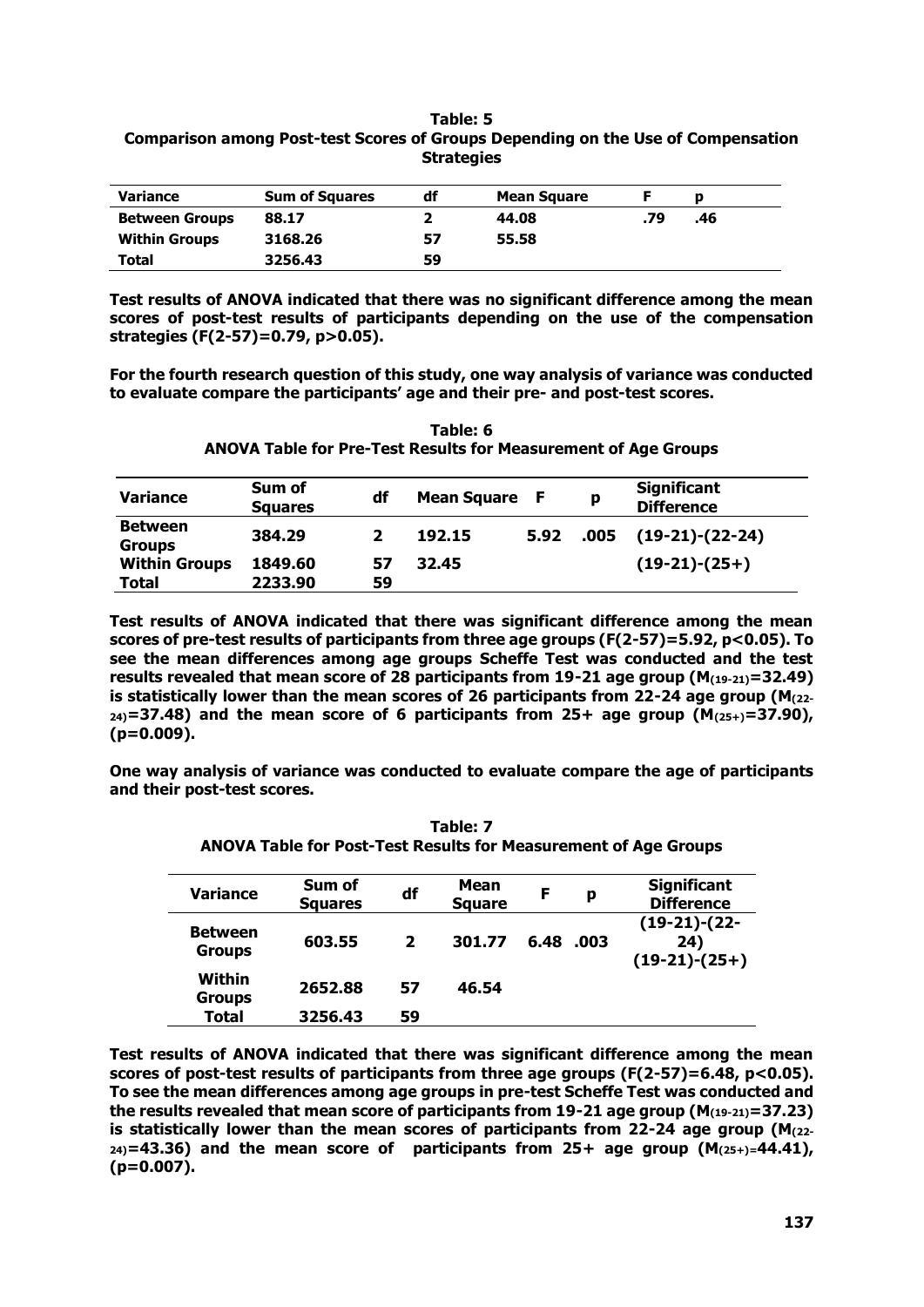**Table: 5**
**Comparison among Post-test Scores of Groups Depending on the Use of Compensation Strategies**

| Variance | Sum of Squares | df | Mean Square | F | p |
|---|---|---|---|---|---|
| Between Groups | 88.17 | 2 | 44.08 | .79 | .46 |
| Within Groups | 3168.26 | 57 | 55.58 | | |
| Total | 3256.43 | 59 | | | |

**Test results of ANOVA indicated that there was no significant difference among the mean scores of post-test results of participants depending on the use of the compensation strategies ($F(2\text{-}57)=0.79$, $p>0.05$).**

**For the fourth research question of this study, one way analysis of variance was conducted to evaluate compare the participants' age and their pre- and post-test scores.**

**Table: 6**
**ANOVA Table for Pre-Test Results for Measurement of Age Groups**

| Variance | Sum of Squares | df | Mean Square | F | p | Significant Difference |
|---|---|---|---|---|---|---|
| Between Groups | 384.29 | 2 | 192.15 | 5.92 | .005 | (19-21)-(22-24) |
| Within Groups | 1849.60 | 57 | 32.45 | | | (19-21)-(25+) |
| Total | 2233.90 | 59 | | | | |

**Test results of ANOVA indicated that there was significant difference among the mean scores of pre-test results of participants from three age groups ($F(2\text{-}57)=5.92$, $p<0.05$). To see the mean differences among age groups Scheffe Test was conducted and the test results revealed that mean score of 28 participants from 19-21 age group ($M_{(19\text{-}21)}=32.49$) is statistically lower than the mean scores of 26 participants from 22-24 age group ($M_{(22\text{-}24)}=37.48$) and the mean score of 6 participants from 25+ age group ($M_{(25+)}=37.90$), ($p=0.009$).**

**One way analysis of variance was conducted to evaluate compare the age of participants and their post-test scores.**

**Table: 7**
**ANOVA Table for Post-Test Results for Measurement of Age Groups**

| Variance | Sum of Squares | df | Mean Square | F | p | Significant Difference |
|---|---|---|---|---|---|---|
| Between Groups | 603.55 | 2 | 301.77 | 6.48 | .003 | (19-21)-(22-24) (19-21)-(25+) |
| Within Groups | 2652.88 | 57 | 46.54 | | | |
| Total | 3256.43 | 59 | | | | |

**Test results of ANOVA indicated that there was significant difference among the mean scores of post-test results of participants from three age groups ($F(2\text{-}57)=6.48$, $p<0.05$). To see the mean differences among age groups in pre-test Scheffe Test was conducted and the results revealed that mean score of participants from 19-21 age group ($M_{(19\text{-}21)}=37.23$) is statistically lower than the mean scores of participants from 22-24 age group ($M_{(22\text{-}24)}=43.36$) and the mean score of participants from 25+ age group ($M_{(25+)}=44.41$), ($p=0.007$).**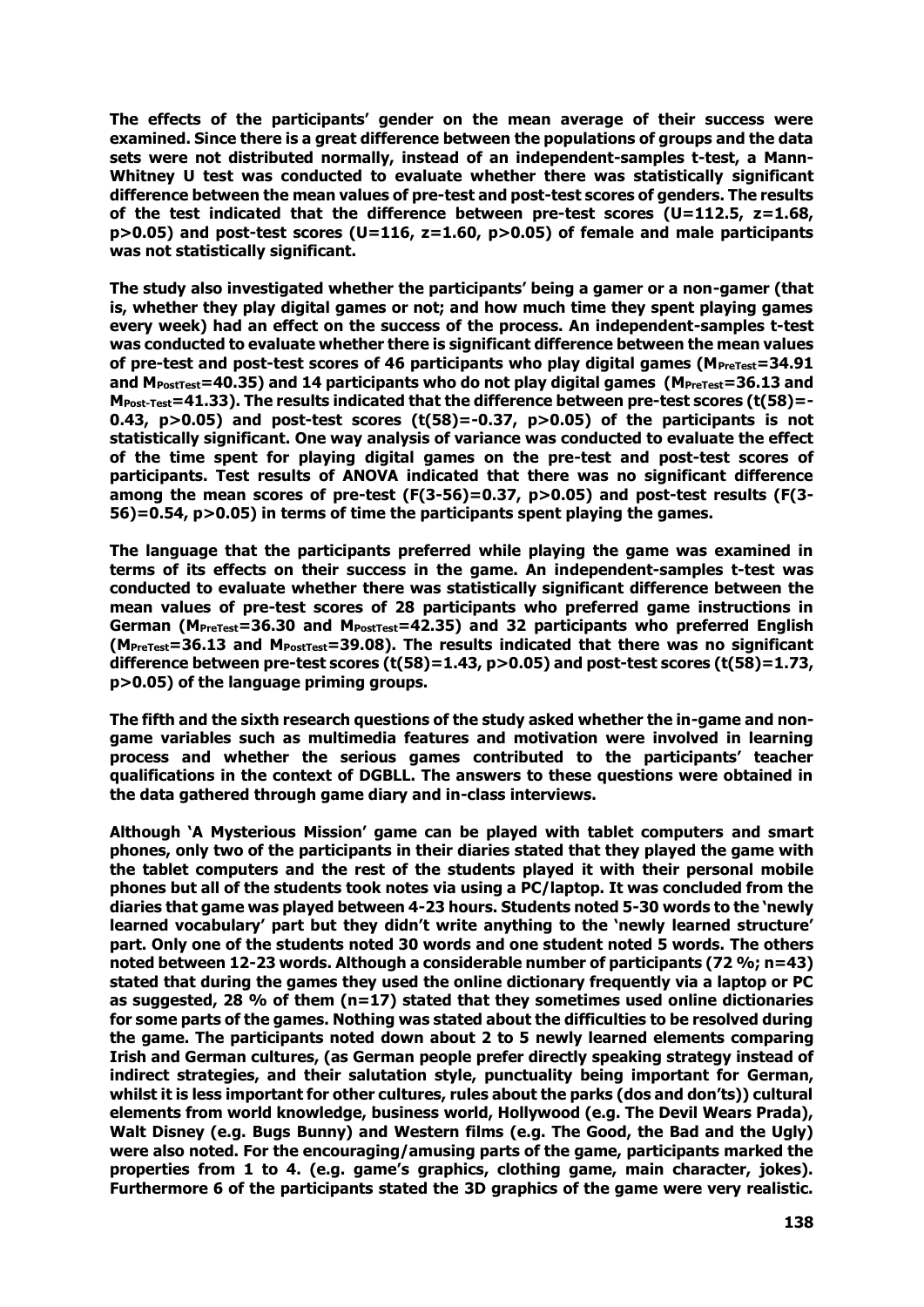**The effects of the participants' gender on the mean average of their success were examined. Since there is a great difference between the populations of groups and the data sets were not distributed normally, instead of an independent-samples t-test, a Mann-Whitney U test was conducted to evaluate whether there was statistically significant difference between the mean values of pre-test and post-test scores of genders. The results of the test indicated that the difference between pre-test scores ($U=112.5$, $z=1.68$, $p>0.05$) and post-test scores ($U=116$, $z=1.60$, $p>0.05$) of female and male participants was not statistically significant.**

**The study also investigated whether the participants' being a gamer or a non-gamer (that is, whether they play digital games or not; and how much time they spent playing games every week) had an effect on the success of the process. An independent-samples t-test was conducted to evaluate whether there is significant difference between the mean values of pre-test and post-test scores of 46 participants who play digital games ($M_{PreTest}=34.91$ and $M_{PostTest}=40.35$) and 14 participants who do not play digital games ($M_{PreTest}=36.13$ and $M_{Post\text{-}Test}=41.33$). The results indicated that the difference between pre-test scores ($t(58)=-0.43$, $p>0.05$) and post-test scores ($t(58)=-0.37$, $p>0.05$) of the participants is not statistically significant. One way analysis of variance was conducted to evaluate the effect of the time spent for playing digital games on the pre-test and post-test scores of participants. Test results of ANOVA indicated that there was no significant difference among the mean scores of pre-test ($F(3\text{-}56)=0.37$, $p>0.05$) and post-test results ($F(3\text{-}56)=0.54$, $p>0.05$) in terms of time the participants spent playing the games.**

**The language that the participants preferred while playing the game was examined in terms of its effects on their success in the game. An independent-samples t-test was conducted to evaluate whether there was statistically significant difference between the mean values of pre-test scores of 28 participants who preferred game instructions in German ($M_{PreTest}=36.30$ and $M_{PostTest}=42.35$) and 32 participants who preferred English ($M_{PreTest}=36.13$ and $M_{PostTest}=39.08$). The results indicated that there was no significant difference between pre-test scores ($t(58)=1.43$, $p>0.05$) and post-test scores ($t(58)=1.73$, $p>0.05$) of the language priming groups.**

**The fifth and the sixth research questions of the study asked whether the in-game and non-game variables such as multimedia features and motivation were involved in learning process and whether the serious games contributed to the participants' teacher qualifications in the context of DGBLL. The answers to these questions were obtained in the data gathered through game diary and in-class interviews.**

**Although 'A Mysterious Mission' game can be played with tablet computers and smart phones, only two of the participants in their diaries stated that they played the game with the tablet computers and the rest of the students played it with their personal mobile phones but all of the students took notes via using a PC/laptop. It was concluded from the diaries that game was played between 4-23 hours. Students noted 5-30 words to the 'newly learned vocabulary' part but they didn't write anything to the 'newly learned structure' part. Only one of the students noted 30 words and one student noted 5 words. The others noted between 12-23 words. Although a considerable number of participants (72 %; n=43) stated that during the games they used the online dictionary frequently via a laptop or PC as suggested, 28 % of them (n=17) stated that they sometimes used online dictionaries for some parts of the games. Nothing was stated about the difficulties to be resolved during the game. The participants noted down about 2 to 5 newly learned elements comparing Irish and German cultures, (as German people prefer directly speaking strategy instead of indirect strategies, and their salutation style, punctuality being important for German, whilst it is less important for other cultures, rules about the parks (dos and don'ts)) cultural elements from world knowledge, business world, Hollywood (e.g. The Devil Wears Prada), Walt Disney (e.g. Bugs Bunny) and Western films (e.g. The Good, the Bad and the Ugly) were also noted. For the encouraging/amusing parts of the game, participants marked the properties from 1 to 4. (e.g. game's graphics, clothing game, main character, jokes). Furthermore 6 of the participants stated the 3D graphics of the game were very realistic.**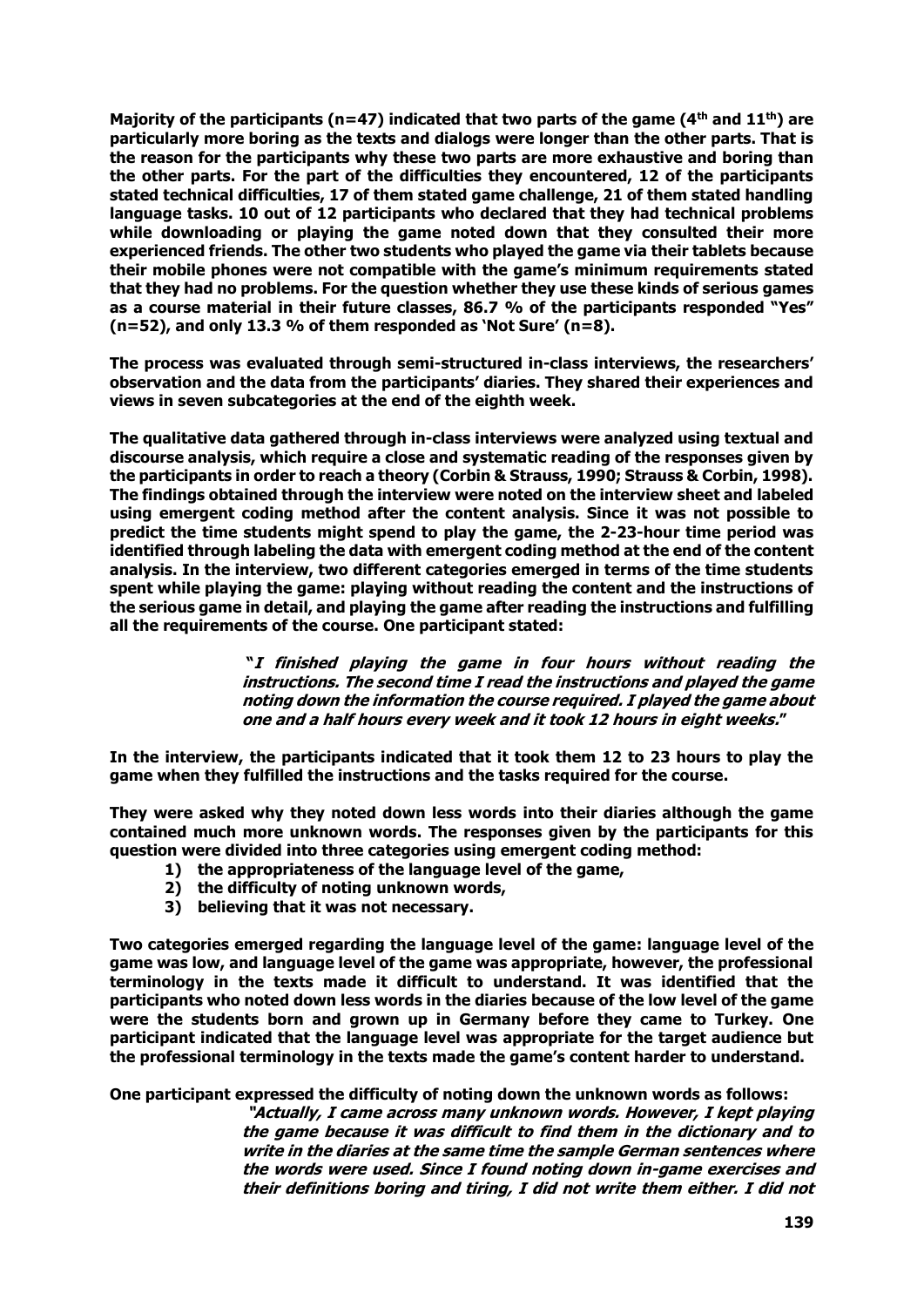Majority of the participants (n=47) indicated that two parts of the game (4th and 11th) are particularly more boring as the texts and dialogs were longer than the other parts. That is the reason for the participants why these two parts are more exhaustive and boring than the other parts. For the part of the difficulties they encountered, 12 of the participants stated technical difficulties, 17 of them stated game challenge, 21 of them stated handling language tasks. 10 out of 12 participants who declared that they had technical problems while downloading or playing the game noted down that they consulted their more experienced friends. The other two students who played the game via their tablets because their mobile phones were not compatible with the game's minimum requirements stated that they had no problems. For the question whether they use these kinds of serious games as a course material in their future classes, 86.7 % of the participants responded "Yes" (n=52), and only 13.3 % of them responded as 'Not Sure' (n=8).

The process was evaluated through semi-structured in-class interviews, the researchers' observation and the data from the participants' diaries. They shared their experiences and views in seven subcategories at the end of the eighth week.

The qualitative data gathered through in-class interviews were analyzed using textual and discourse analysis, which require a close and systematic reading of the responses given by the participants in order to reach a theory (Corbin & Strauss, 1990; Strauss & Corbin, 1998). The findings obtained through the interview were noted on the interview sheet and labeled using emergent coding method after the content analysis. Since it was not possible to predict the time students might spend to play the game, the 2-23-hour time period was identified through labeling the data with emergent coding method at the end of the content analysis. In the interview, two different categories emerged in terms of the time students spent while playing the game: playing without reading the content and the instructions of the serious game in detail, and playing the game after reading the instructions and fulfilling all the requirements of the course. One participant stated:

> *"I finished playing the game in four hours without reading the instructions. The second time I read the instructions and played the game noting down the information the course required. I played the game about one and a half hours every week and it took 12 hours in eight weeks."*

In the interview, the participants indicated that it took them 12 to 23 hours to play the game when they fulfilled the instructions and the tasks required for the course.

They were asked why they noted down less words into their diaries although the game contained much more unknown words. The responses given by the participants for this question were divided into three categories using emergent coding method:

1) the appropriateness of the language level of the game,
2) the difficulty of noting unknown words,
3) believing that it was not necessary.

Two categories emerged regarding the language level of the game: language level of the game was low, and language level of the game was appropriate, however, the professional terminology in the texts made it difficult to understand. It was identified that the participants who noted down less words in the diaries because of the low level of the game were the students born and grown up in Germany before they came to Turkey. One participant indicated that the language level was appropriate for the target audience but the professional terminology in the texts made the game's content harder to understand.

One participant expressed the difficulty of noting down the unknown words as follows:

> *"Actually, I came across many unknown words. However, I kept playing the game because it was difficult to find them in the dictionary and to write in the diaries at the same time the sample German sentences where the words were used. Since I found noting down in-game exercises and their definitions boring and tiring, I did not write them either. I did not*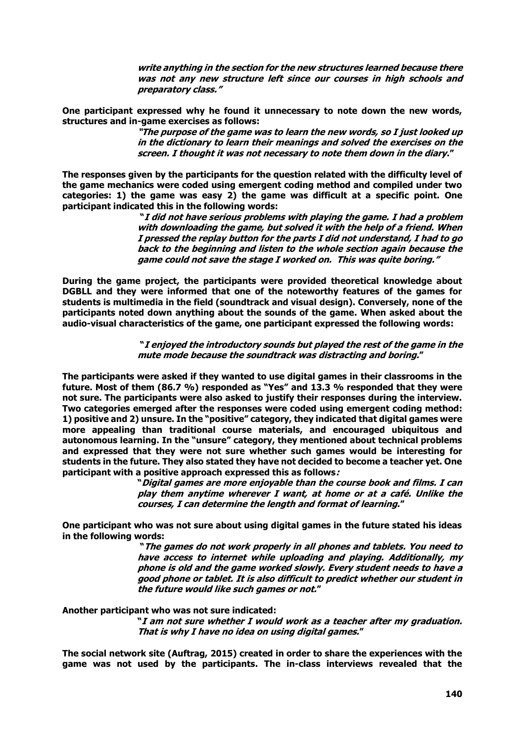> *write anything in the section for the new structures learned because there was not any new structure left since our courses in high schools and preparatory class."*

One participant expressed why he found it unnecessary to note down the new words, structures and in-game exercises as follows:

> *"The purpose of the game was to learn the new words, so I just looked up in the dictionary to learn their meanings and solved the exercises on the screen. I thought it was not necessary to note them down in the diary."*

The responses given by the participants for the question related with the difficulty level of the game mechanics were coded using emergent coding method and compiled under two categories: 1) the game was easy 2) the game was difficult at a specific point. One participant indicated this in the following words:

> *"I did not have serious problems with playing the game. I had a problem with downloading the game, but solved it with the help of a friend. When I pressed the replay button for the parts I did not understand, I had to go back to the beginning and listen to the whole section again because the game could not save the stage I worked on. This was quite boring."*

During the game project, the participants were provided theoretical knowledge about DGBLL and they were informed that one of the noteworthy features of the games for students is multimedia in the field (soundtrack and visual design). Conversely, none of the participants noted down anything about the sounds of the game. When asked about the audio-visual characteristics of the game, one participant expressed the following words:

> *"I enjoyed the introductory sounds but played the rest of the game in the mute mode because the soundtrack was distracting and boring."*

The participants were asked if they wanted to use digital games in their classrooms in the future. Most of them (86.7 %) responded as "Yes" and 13.3 % responded that they were not sure. The participants were also asked to justify their responses during the interview. Two categories emerged after the responses were coded using emergent coding method: 1) positive and 2) unsure. In the "positive" category, they indicated that digital games were more appealing than traditional course materials, and encouraged ubiquitous and autonomous learning. In the "unsure" category, they mentioned about technical problems and expressed that they were not sure whether such games would be interesting for students in the future. They also stated they have not decided to become a teacher yet. One participant with a positive approach expressed this as follows:

> *"Digital games are more enjoyable than the course book and films. I can play them anytime wherever I want, at home or at a café. Unlike the courses, I can determine the length and format of learning."*

One participant who was not sure about using digital games in the future stated his ideas in the following words:

> *"The games do not work properly in all phones and tablets. You need to have access to internet while uploading and playing. Additionally, my phone is old and the game worked slowly. Every student needs to have a good phone or tablet. It is also difficult to predict whether our student in the future would like such games or not."*

Another participant who was not sure indicated:

> *"I am not sure whether I would work as a teacher after my graduation. That is why I have no idea on using digital games."*

The social network site (Auftrag, 2015) created in order to share the experiences with the game was not used by the participants. The in-class interviews revealed that the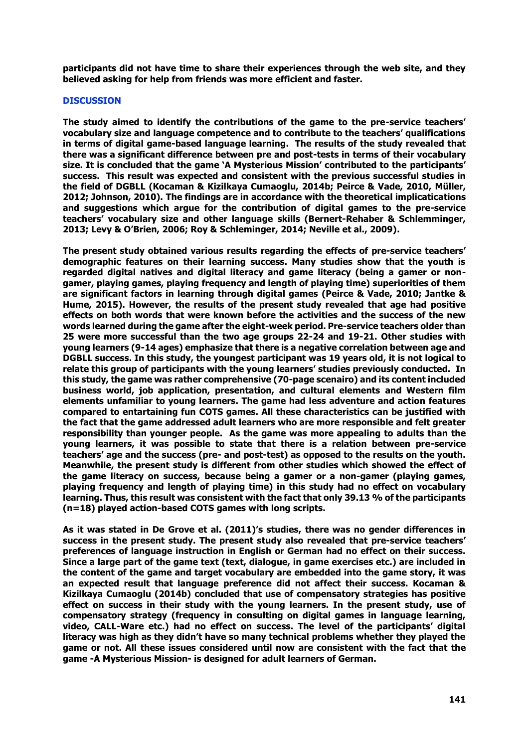**participants did not have time to share their experiences through the web site, and they believed asking for help from friends was more efficient and faster.**

## DISCUSSION

**The study aimed to identify the contributions of the game to the pre-service teachers' vocabulary size and language competence and to contribute to the teachers' qualifications in terms of digital game-based language learning. The results of the study revealed that there was a significant difference between pre and post-tests in terms of their vocabulary size. It is concluded that the game 'A Mysterious Mission' contributed to the participants' success. This result was expected and consistent with the previous successful studies in the field of DGBLL (Kocaman & Kizilkaya Cumaoglu, 2014b; Peirce & Vade, 2010, Müller, 2012; Johnson, 2010). The findings are in accordance with the theoretical implications and suggestions which argue for the contribution of digital games to the pre-service teachers' vocabulary size and other language skills (Bernert-Rehaber & Schlemminger, 2013; Levy & O'Brien, 2006; Roy & Schleminger, 2014; Neville et al., 2009).**

**The present study obtained various results regarding the effects of pre-service teachers' demographic features on their learning success. Many studies show that the youth is regarded digital natives and digital literacy and game literacy (being a gamer or non-gamer, playing games, playing frequency and length of playing time) superiorities of them are significant factors in learning through digital games (Peirce & Vade, 2010; Jantke & Hume, 2015). However, the results of the present study revealed that age had positive effects on both words that were known before the activities and the success of the new words learned during the game after the eight-week period. Pre-service teachers older than 25 were more successful than the two age groups 22-24 and 19-21. Other studies with young learners (9-14 ages) emphasize that there is a negative correlation between age and DGBLL success. In this study, the youngest participant was 19 years old, it is not logical to relate this group of participants with the young learners' studies previously conducted. In this study, the game was rather comprehensive (70-page scenairo) and its content included business world, job application, presentation, and cultural elements and Western film elements unfamiliar to young learners. The game had less adventure and action features compared to entartaining fun COTS games. All these characteristics can be justified with the fact that the game addressed adult learners who are more responsible and felt greater responsibility than younger people. As the game was more appealing to adults than the young learners, it was possible to state that there is a relation between pre-service teachers' age and the success (pre- and post-test) as opposed to the results on the youth. Meanwhile, the present study is different from other studies which showed the effect of the game literacy on success, because being a gamer or a non-gamer (playing games, playing frequency and length of playing time) in this study had no effect on vocabulary learning. Thus, this result was consistent with the fact that only 39.13 % of the participants (n=18) played action-based COTS games with long scripts.**

**As it was stated in De Grove et al. (2011)'s studies, there was no gender differences in success in the present study. The present study also revealed that pre-service teachers' preferences of language instruction in English or German had no effect on their success. Since a large part of the game text (text, dialogue, in game exercises etc.) are included in the content of the game and target vocabulary are embedded into the game story, it was an expected result that language preference did not affect their success. Kocaman & Kizilkaya Cumaoglu (2014b) concluded that use of compensatory strategies has positive effect on success in their study with the young learners. In the present study, use of compensatory strategy (frequency in consulting on digital games in language learning, video, CALL-Ware etc.) had no effect on success. The level of the participants' digital literacy was high as they didn't have so many technical problems whether they played the game or not. All these issues considered until now are consistent with the fact that the game -A Mysterious Mission- is designed for adult learners of German.**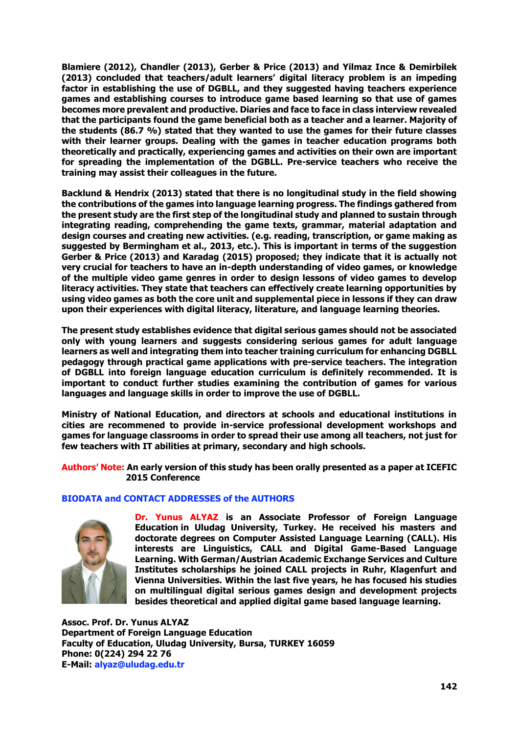**Blamiere (2012), Chandler (2013), Gerber & Price (2013) and Yilmaz Ince & Demirbilek (2013) concluded that teachers/adult learners' digital literacy problem is an impeding factor in establishing the use of DGBLL, and they suggested having teachers experience games and establishing courses to introduce game based learning so that use of games becomes more prevalent and productive. Diaries and face to face in class interview revealed that the participants found the game beneficial both as a teacher and a learner. Majority of the students (86.7 %) stated that they wanted to use the games for their future classes with their learner groups. Dealing with the games in teacher education programs both theoretically and practically, experiencing games and activities on their own are important for spreading the implementation of the DGBLL. Pre-service teachers who receive the training may assist their colleagues in the future.**

**Backlund & Hendrix (2013) stated that there is no longitudinal study in the field showing the contributions of the games into language learning progress. The findings gathered from the present study are the first step of the longitudinal study and planned to sustain through integrating reading, comprehending the game texts, grammar, material adaptation and design courses and creating new activities. (e.g. reading, transcription, or game making as suggested by Bermingham et al., 2013, etc.). This is important in terms of the suggestion Gerber & Price (2013) and Karadag (2015) proposed; they indicate that it is actually not very crucial for teachers to have an in-depth understanding of video games, or knowledge of the multiple video game genres in order to design lessons of video games to develop literacy activities. They state that teachers can effectively create learning opportunities by using video games as both the core unit and supplemental piece in lessons if they can draw upon their experiences with digital literacy, literature, and language learning theories.**

**The present study establishes evidence that digital serious games should not be associated only with young learners and suggests considering serious games for adult language learners as well and integrating them into teacher training curriculum for enhancing DGBLL pedagogy through practical game applications with pre-service teachers. The integration of DGBLL into foreign language education curriculum is definitely recommended. It is important to conduct further studies examining the contribution of games for various languages and language skills in order to improve the use of DGBLL.**

**Ministry of National Education, and directors at schools and educational institutions in cities are recommended to provide in-service professional development workshops and games for language classrooms in order to spread their use among all teachers, not just for few teachers with IT abilities at primary, secondary and high schools.**

**Authors' Note: An early version of this study has been orally presented as a paper at ICEFIC 2015 Conference**

## BIODATA and CONTACT ADDRESSES of the AUTHORS

**Dr. Yunus ALYAZ is an Associate Professor of Foreign Language Education in Uludag University, Turkey. He received his masters and doctorate degrees on Computer Assisted Language Learning (CALL). His interests are Linguistics, CALL and Digital Game-Based Language Learning. With German/Austrian Academic Exchange Services and Culture Institutes scholarships he joined CALL projects in Ruhr, Klagenfurt and Vienna Universities. Within the last five years, he has focused his studies on multilingual digital serious games design and development projects besides theoretical and applied digital game based language learning.**

**Assoc. Prof. Dr. Yunus ALYAZ**
**Department of Foreign Language Education**
**Faculty of Education, Uludag University, Bursa, TURKEY 16059**
**Phone: 0(224) 294 22 76**
**E-Mail: alyaz@uludag.edu.tr**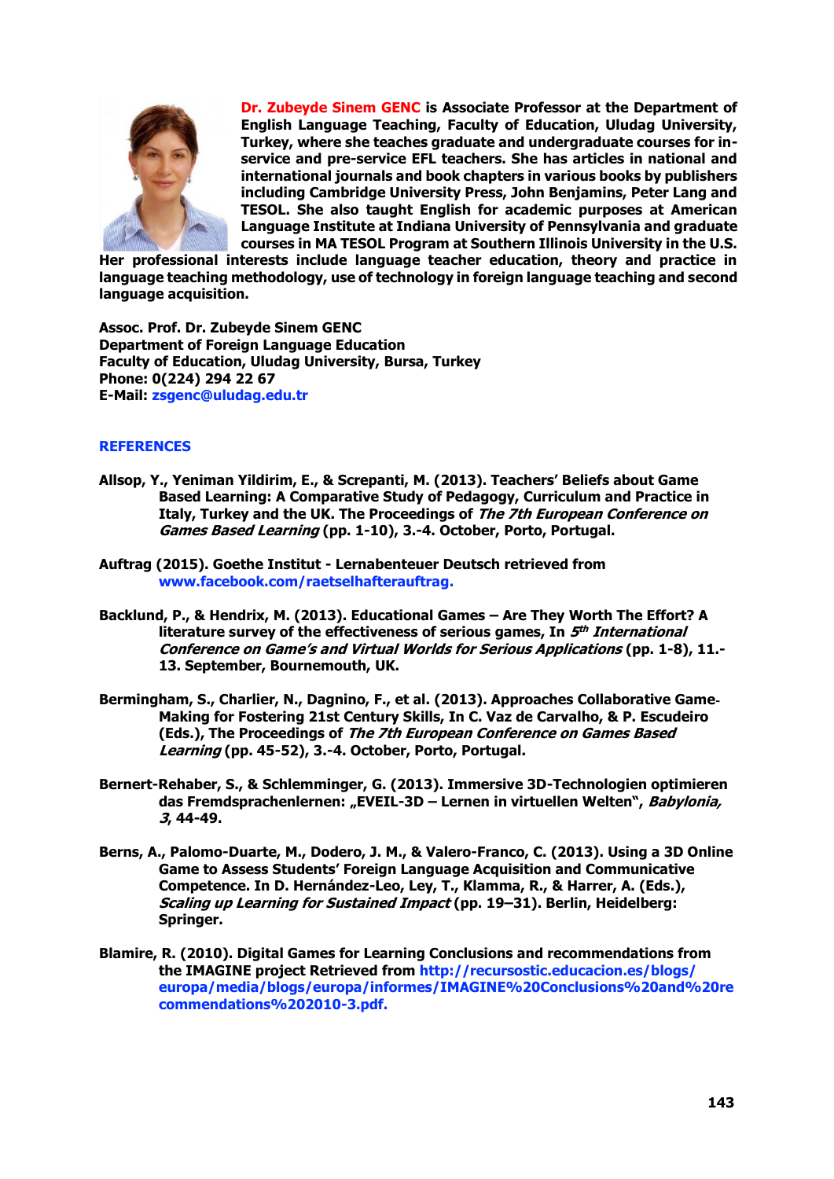**Dr. Zubeyde Sinem GENC is Associate Professor at the Department of English Language Teaching, Faculty of Education, Uludag University, Turkey, where she teaches graduate and undergraduate courses for in-service and pre-service EFL teachers. She has articles in national and international journals and book chapters in various books by publishers including Cambridge University Press, John Benjamins, Peter Lang and TESOL. She also taught English for academic purposes at American Language Institute at Indiana University of Pennsylvania and graduate courses in MA TESOL Program at Southern Illinois University in the U.S. Her professional interests include language teacher education, theory and practice in language teaching methodology, use of technology in foreign language teaching and second language acquisition.**

**Assoc. Prof. Dr. Zubeyde Sinem GENC**
**Department of Foreign Language Education**
**Faculty of Education, Uludag University, Bursa, Turkey**
**Phone: 0(224) 294 22 67**
**E-Mail: zsgenc@uludag.edu.tr**

## REFERENCES

**Allsop, Y., Yeniman Yildirim, E., & Screpanti, M. (2013). Teachers' Beliefs about Game Based Learning: A Comparative Study of Pedagogy, Curriculum and Practice in Italy, Turkey and the UK. The Proceedings of *The 7th European Conference on Games Based Learning* (pp. 1-10), 3.-4. October, Porto, Portugal.**

**Auftrag (2015). Goethe Institut - Lernabenteuer Deutsch retrieved from www.facebook.com/raetselhafterauftrag.**

**Backlund, P., & Hendrix, M. (2013). Educational Games – Are They Worth The Effort? A literature survey of the effectiveness of serious games, In *5th International Conference on Game's and Virtual Worlds for Serious Applications* (pp. 1-8), 11.-13. September, Bournemouth, UK.**

**Bermingham, S., Charlier, N., Dagnino, F., et al. (2013). Approaches Collaborative Game-Making for Fostering 21st Century Skills, In C. Vaz de Carvalho, & P. Escudeiro (Eds.), The Proceedings of *The 7th European Conference on Games Based Learning* (pp. 45-52), 3.-4. October, Porto, Portugal.**

**Bernert-Rehaber, S., & Schlemminger, G. (2013). Immersive 3D-Technologien optimieren das Fremdsprachenlernen: „EVEIL-3D – Lernen in virtuellen Welten", *Babylonia, 3*, 44-49.**

**Berns, A., Palomo-Duarte, M., Dodero, J. M., & Valero-Franco, C. (2013). Using a 3D Online Game to Assess Students' Foreign Language Acquisition and Communicative Competence. In D. Hernández-Leo, Ley, T., Klamma, R., & Harrer, A. (Eds.), *Scaling up Learning for Sustained Impact* (pp. 19–31). Berlin, Heidelberg: Springer.**

**Blamire, R. (2010). Digital Games for Learning Conclusions and recommendations from the IMAGINE project Retrieved from http://recursostic.educacion.es/blogs/europa/media/blogs/europa/informes/IMAGINE%20Conclusions%20and%20recommendations%202010-3.pdf.**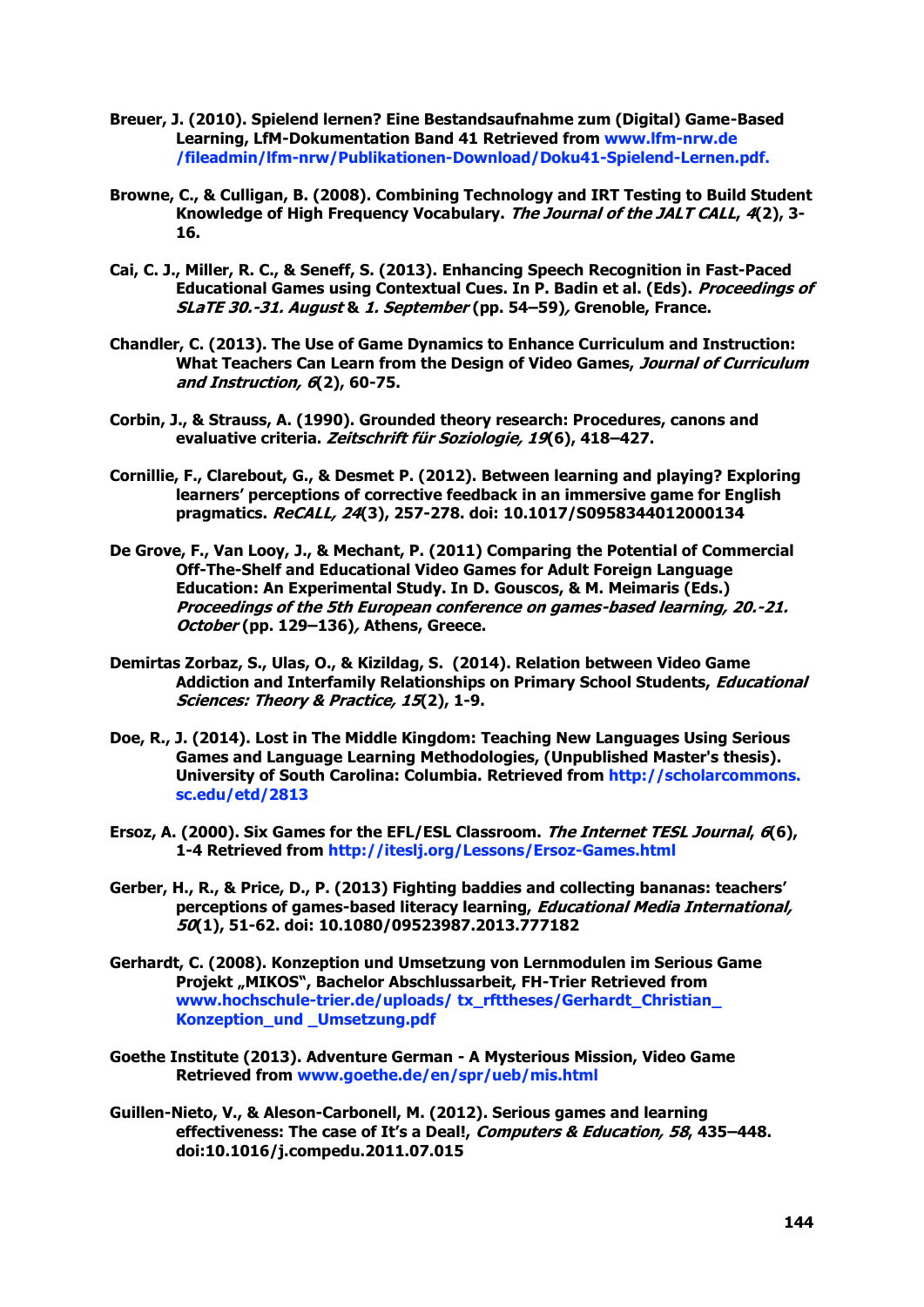Breuer, J. (2010). Spielend lernen? Eine Bestandsaufnahme zum (Digital) Game-Based Learning, LfM-Dokumentation Band 41 Retrieved from www.lfm-nrw.de /fileadmin/lfm-nrw/Publikationen-Download/Doku41-Spielend-Lernen.pdf.

Browne, C., & Culligan, B. (2008). Combining Technology and IRT Testing to Build Student Knowledge of High Frequency Vocabulary. *The Journal of the JALT CALL*, *4*(2), 3-16.

Cai, C. J., Miller, R. C., & Seneff, S. (2013). Enhancing Speech Recognition in Fast-Paced Educational Games using Contextual Cues. In P. Badin et al. (Eds). *Proceedings of SLaTE 30.-31. August* & *1. September* (pp. 54–59)*,* Grenoble, France.

Chandler, C. (2013). The Use of Game Dynamics to Enhance Curriculum and Instruction: What Teachers Can Learn from the Design of Video Games, *Journal of Curriculum and Instruction, 6*(2), 60-75.

Corbin, J., & Strauss, A. (1990). Grounded theory research: Procedures, canons and evaluative criteria. *Zeitschrift für Soziologie, 19*(6), 418–427.

Cornillie, F., Clarebout, G., & Desmet P. (2012). Between learning and playing? Exploring learners' perceptions of corrective feedback in an immersive game for English pragmatics. *ReCALL, 24*(3), 257-278. doi: 10.1017/S0958344012000134

De Grove, F., Van Looy, J., & Mechant, P. (2011) Comparing the Potential of Commercial Off-The-Shelf and Educational Video Games for Adult Foreign Language Education: An Experimental Study. In D. Gouscos, & M. Meimaris (Eds.) *Proceedings of the 5th European conference on games-based learning, 20.-21. October* (pp. 129–136)*,* Athens, Greece.

Demirtas Zorbaz, S., Ulas, O., & Kizildag, S. (2014). Relation between Video Game Addiction and Interfamily Relationships on Primary School Students, *Educational Sciences: Theory & Practice, 15*(2), 1-9.

Doe, R., J. (2014). Lost in The Middle Kingdom: Teaching New Languages Using Serious Games and Language Learning Methodologies, (Unpublished Master's thesis). University of South Carolina: Columbia. Retrieved from http://scholarcommons.sc.edu/etd/2813

Ersoz, A. (2000). Six Games for the EFL/ESL Classroom. *The Internet TESL Journal*, *6*(6), 1-4 Retrieved from http://iteslj.org/Lessons/Ersoz-Games.html

Gerber, H., R., & Price, D., P. (2013) Fighting baddies and collecting bananas: teachers' perceptions of games-based literacy learning, *Educational Media International, 50*(1), 51-62. doi: 10.1080/09523987.2013.777182

Gerhardt, C. (2008). Konzeption und Umsetzung von Lernmodulen im Serious Game Projekt „MIKOS", Bachelor Abschlussarbeit, FH-Trier Retrieved from www.hochschule-trier.de/uploads/ tx_rfttheses/Gerhardt_Christian_ Konzeption_und _Umsetzung.pdf

Goethe Institute (2013). Adventure German - A Mysterious Mission, Video Game Retrieved from www.goethe.de/en/spr/ueb/mis.html

Guillen-Nieto, V., & Aleson-Carbonell, M. (2012). Serious games and learning effectiveness: The case of It's a Deal!, *Computers & Education, 58*, 435–448. doi:10.1016/j.compedu.2011.07.015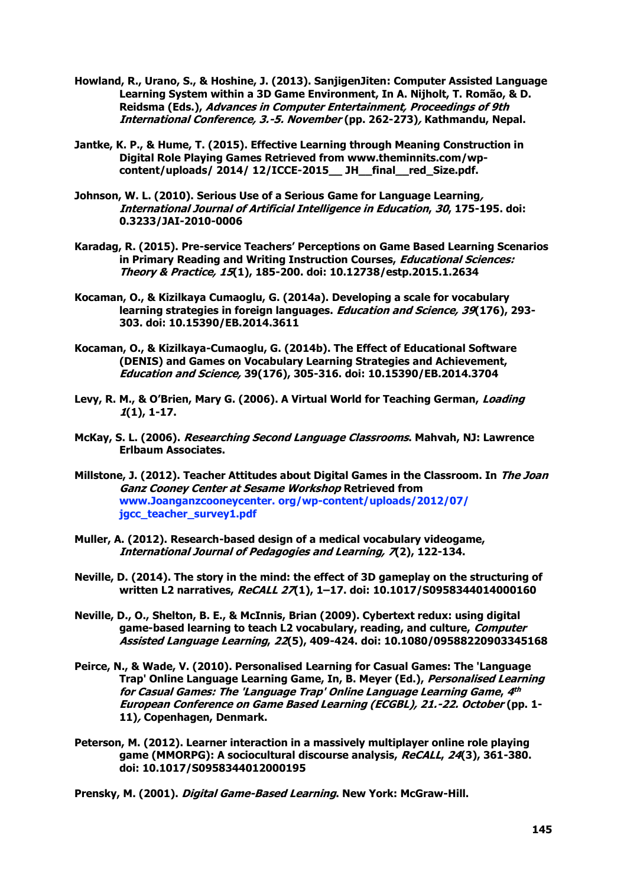Howland, R., Urano, S., & Hoshine, J. (2013). SanjigenJiten: Computer Assisted Language Learning System within a 3D Game Environment, In A. Nijholt, T. Romão, & D. Reidsma (Eds.), *Advances in Computer Entertainment, Proceedings of 9th International Conference, 3.-5. November* (pp. 262-273)*,* Kathmandu, Nepal.

Jantke, K. P., & Hume, T. (2015). Effective Learning through Meaning Construction in Digital Role Playing Games Retrieved from www.theminnits.com/wp-content/uploads/ 2014/ 12/ICCE-2015__ JH__final__red_Size.pdf.

Johnson, W. L. (2010). Serious Use of a Serious Game for Language Learning*, International Journal of Artificial Intelligence in Education*, *30*, 175-195. doi: 0.3233/JAI-2010-0006

Karadag, R. (2015). Pre-service Teachers' Perceptions on Game Based Learning Scenarios in Primary Reading and Writing Instruction Courses, *Educational Sciences: Theory & Practice, 15*(1), 185-200. doi: 10.12738/estp.2015.1.2634

Kocaman, O., & Kizilkaya Cumaoglu, G. (2014a). Developing a scale for vocabulary learning strategies in foreign languages. *Education and Science, 39*(176), 293-303. doi: 10.15390/EB.2014.3611

Kocaman, O., & Kizilkaya-Cumaoglu, G. (2014b). The Effect of Educational Software (DENIS) and Games on Vocabulary Learning Strategies and Achievement, *Education and Science,* 39(176), 305-316. doi: 10.15390/EB.2014.3704

Levy, R. M., & O'Brien, Mary G. (2006). A Virtual World for Teaching German, *Loading 1*(1), 1-17.

McKay, S. L. (2006). *Researching Second Language Classrooms*. Mahvah, NJ: Lawrence Erlbaum Associates.

Millstone, J. (2012). Teacher Attitudes about Digital Games in the Classroom. In *The Joan Ganz Cooney Center at Sesame Workshop* Retrieved from www.Joanganzcooneycenter. org/wp-content/uploads/2012/07/ jgcc_teacher_survey1.pdf

Muller, A. (2012). Research-based design of a medical vocabulary videogame, *International Journal of Pedagogies and Learning, 7*(2), 122-134.

Neville, D. (2014). The story in the mind: the effect of 3D gameplay on the structuring of written L2 narratives, *ReCALL 27*(1), 1–17. doi: 10.1017/S0958344014000160

Neville, D., O., Shelton, B. E., & McInnis, Brian (2009). Cybertext redux: using digital game-based learning to teach L2 vocabulary, reading, and culture, *Computer Assisted Language Learning*, *22*(5), 409-424. doi: 10.1080/09588220903345168

Peirce, N., & Wade, V. (2010). Personalised Learning for Casual Games: The 'Language Trap' Online Language Learning Game, In, B. Meyer (Ed.), *Personalised Learning for Casual Games: The 'Language Trap' Online Language Learning Game*, *4th European Conference on Game Based Learning (ECGBL), 21.-22. October* (pp. 1-11)*,* Copenhagen, Denmark.

Peterson, M. (2012). Learner interaction in a massively multiplayer online role playing game (MMORPG): A sociocultural discourse analysis, *ReCALL*, *24*(3), 361-380. doi: 10.1017/S0958344012000195

Prensky, M. (2001). *Digital Game-Based Learning*. New York: McGraw-Hill.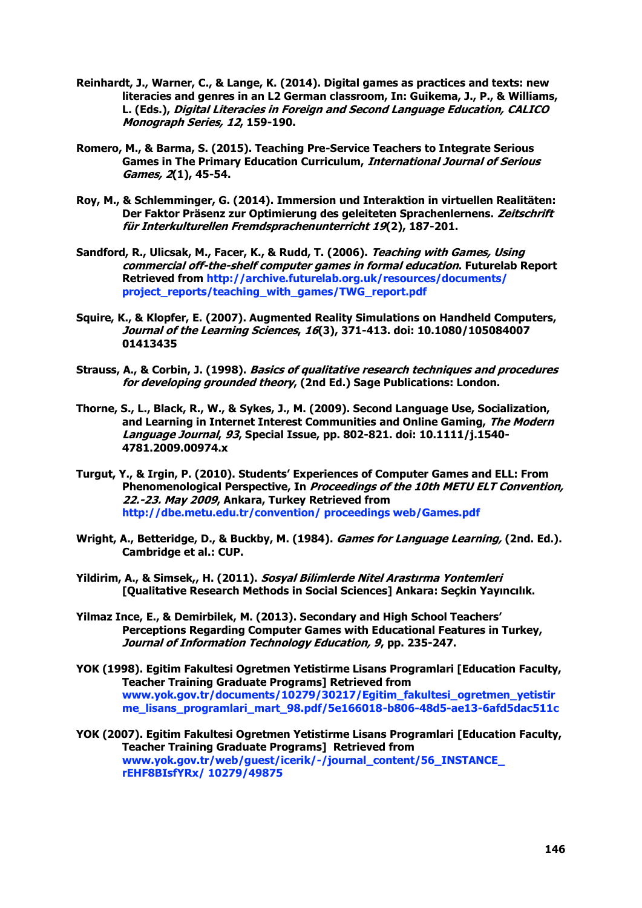Reinhardt, J., Warner, C., & Lange, K. (2014). Digital games as practices and texts: new literacies and genres in an L2 German classroom, In: Guikema, J., P., & Williams, L. (Eds.), *Digital Literacies in Foreign and Second Language Education, CALICO Monograph Series, 12*, 159-190.

Romero, M., & Barma, S. (2015). Teaching Pre-Service Teachers to Integrate Serious Games in The Primary Education Curriculum, *International Journal of Serious Games, 2*(1), 45-54.

Roy, M., & Schlemminger, G. (2014). Immersion und Interaktion in virtuellen Realitäten: Der Faktor Präsenz zur Optimierung des geleiteten Sprachenlernens. *Zeitschrift für Interkulturellen Fremdsprachenunterricht 19*(2), 187-201.

Sandford, R., Ulicsak, M., Facer, K., & Rudd, T. (2006). *Teaching with Games, Using commercial off-the-shelf computer games in formal education*. Futurelab Report Retrieved from http://archive.futurelab.org.uk/resources/documents/project_reports/teaching_with_games/TWG_report.pdf

Squire, K., & Klopfer, E. (2007). Augmented Reality Simulations on Handheld Computers, *Journal of the Learning Sciences*, *16*(3), 371-413. doi: 10.1080/105084007 01413435

Strauss, A., & Corbin, J. (1998). *Basics of qualitative research techniques and procedures for developing grounded theory*, (2nd Ed.) Sage Publications: London.

Thorne, S., L., Black, R., W., & Sykes, J., M. (2009). Second Language Use, Socialization, and Learning in Internet Interest Communities and Online Gaming, *The Modern Language Journal*, *93*, Special Issue, pp. 802-821. doi: 10.1111/j.1540-4781.2009.00974.x

Turgut, Y., & Irgin, P. (2010). Students' Experiences of Computer Games and ELL: From Phenomenological Perspective, In *Proceedings of the 10th METU ELT Convention, 22.-23. May 2009*, Ankara, Turkey Retrieved from http://dbe.metu.edu.tr/convention/ proceedings web/Games.pdf

Wright, A., Betteridge, D., & Buckby, M. (1984). *Games for Language Learning,* (2nd. Ed.). Cambridge et al.: CUP.

Yildirim, A., & Simsek,, H. (2011). *Sosyal Bilimlerde Nitel Arastırma Yontemleri* [Qualitative Research Methods in Social Sciences] Ankara: Seçkin Yayıncılık.

Yilmaz Ince, E., & Demirbilek, M. (2013). Secondary and High School Teachers' Perceptions Regarding Computer Games with Educational Features in Turkey, *Journal of Information Technology Education, 9*, pp. 235-247.

YOK (1998). Egitim Fakultesi Ogretmen Yetistirme Lisans Programlari [Education Faculty, Teacher Training Graduate Programs] Retrieved from www.yok.gov.tr/documents/10279/30217/Egitim_fakultesi_ogretmen_yetistirme_lisans_programlari_mart_98.pdf/5e166018-b806-48d5-ae13-6afd5dac511c

YOK (2007). Egitim Fakultesi Ogretmen Yetistirme Lisans Programlari [Education Faculty, Teacher Training Graduate Programs] Retrieved from www.yok.gov.tr/web/guest/icerik/-/journal_content/56_INSTANCE_rEHF8BIsfYRx/ 10279/49875